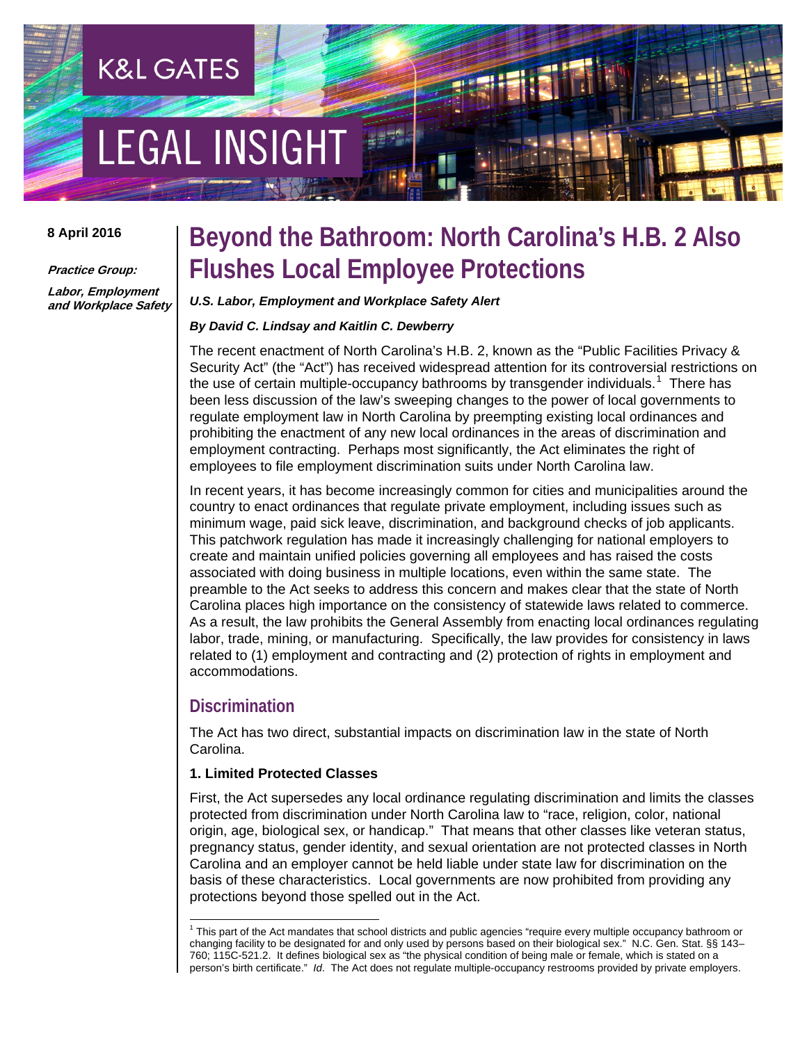K&L GATES

LEGAL INSIGHT

**8 April 2016**

***Practice Group:***

***Labor, Employment and Workplace Safety***

# Beyond the Bathroom: North Carolina's H.B. 2 Also Flushes Local Employee Protections

***U.S. Labor, Employment and Workplace Safety Alert***

***By David C. Lindsay and Kaitlin C. Dewberry***

The recent enactment of North Carolina's H.B. 2, known as the "Public Facilities Privacy & Security Act" (the "Act") has received widespread attention for its controversial restrictions on the use of certain multiple-occupancy bathrooms by transgender individuals.[1] There has been less discussion of the law's sweeping changes to the power of local governments to regulate employment law in North Carolina by preempting existing local ordinances and prohibiting the enactment of any new local ordinances in the areas of discrimination and employment contracting. Perhaps most significantly, the Act eliminates the right of employees to file employment discrimination suits under North Carolina law.

In recent years, it has become increasingly common for cities and municipalities around the country to enact ordinances that regulate private employment, including issues such as minimum wage, paid sick leave, discrimination, and background checks of job applicants. This patchwork regulation has made it increasingly challenging for national employers to create and maintain unified policies governing all employees and has raised the costs associated with doing business in multiple locations, even within the same state. The preamble to the Act seeks to address this concern and makes clear that the state of North Carolina places high importance on the consistency of statewide laws related to commerce. As a result, the law prohibits the General Assembly from enacting local ordinances regulating labor, trade, mining, or manufacturing. Specifically, the law provides for consistency in laws related to (1) employment and contracting and (2) protection of rights in employment and accommodations.

## Discrimination

The Act has two direct, substantial impacts on discrimination law in the state of North Carolina.

**1. Limited Protected Classes**

First, the Act supersedes any local ordinance regulating discrimination and limits the classes protected from discrimination under North Carolina law to "race, religion, color, national origin, age, biological sex, or handicap." That means that other classes like veteran status, pregnancy status, gender identity, and sexual orientation are not protected classes in North Carolina and an employer cannot be held liable under state law for discrimination on the basis of these characteristics. Local governments are now prohibited from providing any protections beyond those spelled out in the Act.

---

[1] This part of the Act mandates that school districts and public agencies "require every multiple occupancy bathroom or changing facility to be designated for and only used by persons based on their biological sex." N.C. Gen. Stat. §§ 143–760; 115C-521.2. It defines biological sex as "the physical condition of being male or female, which is stated on a person's birth certificate." *Id*. The Act does not regulate multiple-occupancy restrooms provided by private employers.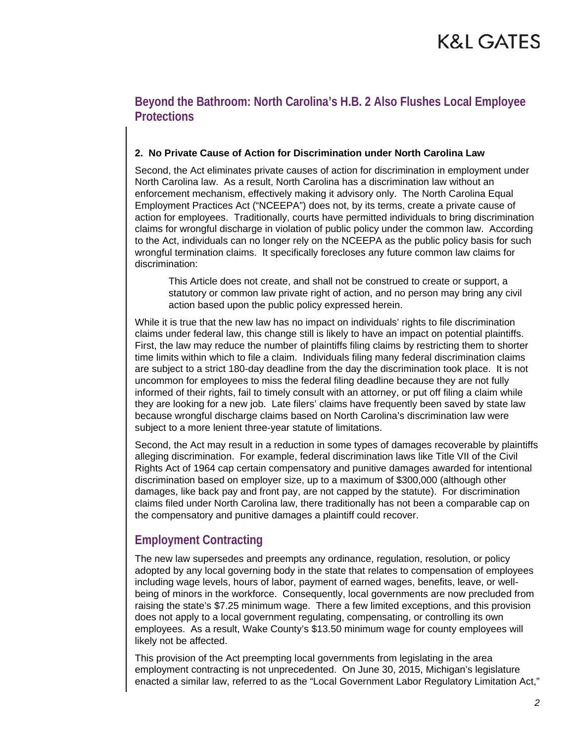## Beyond the Bathroom: North Carolina's H.B. 2 Also Flushes Local Employee Protections

**2. No Private Cause of Action for Discrimination under North Carolina Law**

Second, the Act eliminates private causes of action for discrimination in employment under North Carolina law. As a result, North Carolina has a discrimination law without an enforcement mechanism, effectively making it advisory only. The North Carolina Equal Employment Practices Act ("NCEEPA") does not, by its terms, create a private cause of action for employees. Traditionally, courts have permitted individuals to bring discrimination claims for wrongful discharge in violation of public policy under the common law. According to the Act, individuals can no longer rely on the NCEEPA as the public policy basis for such wrongful termination claims. It specifically forecloses any future common law claims for discrimination:

> This Article does not create, and shall not be construed to create or support, a statutory or common law private right of action, and no person may bring any civil action based upon the public policy expressed herein.

While it is true that the new law has no impact on individuals' rights to file discrimination claims under federal law, this change still is likely to have an impact on potential plaintiffs. First, the law may reduce the number of plaintiffs filing claims by restricting them to shorter time limits within which to file a claim. Individuals filing many federal discrimination claims are subject to a strict 180-day deadline from the day the discrimination took place. It is not uncommon for employees to miss the federal filing deadline because they are not fully informed of their rights, fail to timely consult with an attorney, or put off filing a claim while they are looking for a new job. Late filers' claims have frequently been saved by state law because wrongful discharge claims based on North Carolina's discrimination law were subject to a more lenient three-year statute of limitations.

Second, the Act may result in a reduction in some types of damages recoverable by plaintiffs alleging discrimination. For example, federal discrimination laws like Title VII of the Civil Rights Act of 1964 cap certain compensatory and punitive damages awarded for intentional discrimination based on employer size, up to a maximum of $300,000 (although other damages, like back pay and front pay, are not capped by the statute). For discrimination claims filed under North Carolina law, there traditionally has not been a comparable cap on the compensatory and punitive damages a plaintiff could recover.

## Employment Contracting

The new law supersedes and preempts any ordinance, regulation, resolution, or policy adopted by any local governing body in the state that relates to compensation of employees including wage levels, hours of labor, payment of earned wages, benefits, leave, or well-being of minors in the workforce. Consequently, local governments are now precluded from raising the state's $7.25 minimum wage. There a few limited exceptions, and this provision does not apply to a local government regulating, compensating, or controlling its own employees. As a result, Wake County's $13.50 minimum wage for county employees will likely not be affected.

This provision of the Act preempting local governments from legislating in the area employment contracting is not unprecedented. On June 30, 2015, Michigan's legislature enacted a similar law, referred to as the "Local Government Labor Regulatory Limitation Act,"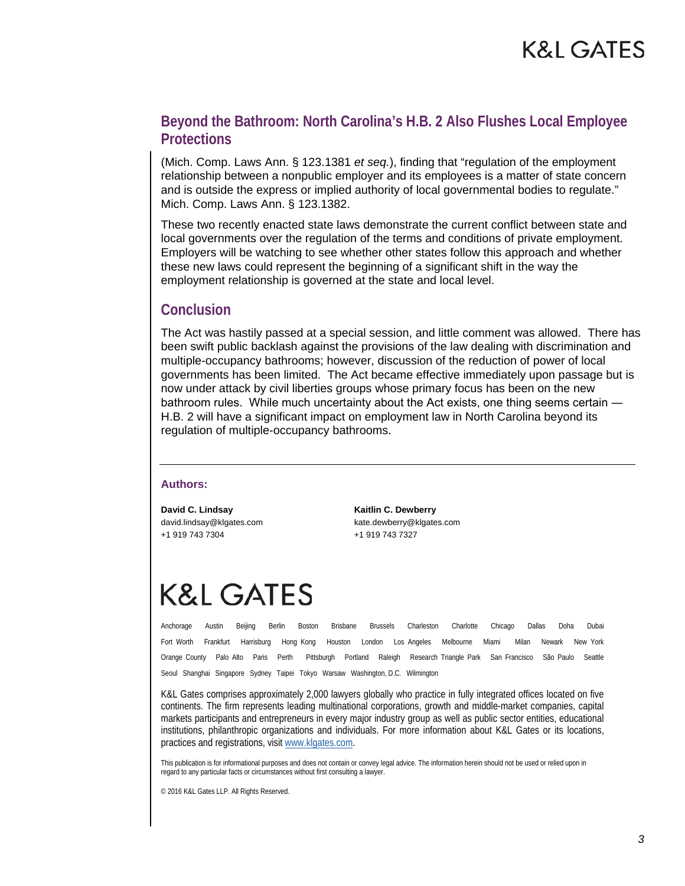(Mich. Comp. Laws Ann. § 123.1381 *et seq.*), finding that "regulation of the employment relationship between a nonpublic employer and its employees is a matter of state concern and is outside the express or implied authority of local governmental bodies to regulate." Mich. Comp. Laws Ann. § 123.1382.

These two recently enacted state laws demonstrate the current conflict between state and local governments over the regulation of the terms and conditions of private employment. Employers will be watching to see whether other states follow this approach and whether these new laws could represent the beginning of a significant shift in the way the employment relationship is governed at the state and local level.

## Conclusion

The Act was hastily passed at a special session, and little comment was allowed. There has been swift public backlash against the provisions of the law dealing with discrimination and multiple-occupancy bathrooms; however, discussion of the reduction of power of local governments has been limited. The Act became effective immediately upon passage but is now under attack by civil liberties groups whose primary focus has been on the new bathroom rules. While much uncertainty about the Act exists, one thing seems certain — H.B. 2 will have a significant impact on employment law in North Carolina beyond its regulation of multiple-occupancy bathrooms.

---

**Authors:**

**David C. Lindsay**
david.lindsay@klgates.com
+1 919 743 7304

**Kaitlin C. Dewberry**
kate.dewberry@klgates.com
+1 919 743 7327

# K&L GATES

Anchorage Austin Beijing Berlin Boston Brisbane Brussels Charleston Charlotte Chicago Dallas Doha Dubai Fort Worth Frankfurt Harrisburg Hong Kong Houston London Los Angeles Melbourne Miami Milan Newark New York Orange County Palo Alto Paris Perth Pittsburgh Portland Raleigh Research Triangle Park San Francisco São Paulo Seattle Seoul Shanghai Singapore Sydney Taipei Tokyo Warsaw Washington, D.C. Wilmington

K&L Gates comprises approximately 2,000 lawyers globally who practice in fully integrated offices located on five continents. The firm represents leading multinational corporations, growth and middle-market companies, capital markets participants and entrepreneurs in every major industry group as well as public sector entities, educational institutions, philanthropic organizations and individuals. For more information about K&L Gates or its locations, practices and registrations, visit www.klgates.com.

This publication is for informational purposes and does not contain or convey legal advice. The information herein should not be used or relied upon in regard to any particular facts or circumstances without first consulting a lawyer.

© 2016 K&L Gates LLP. All Rights Reserved.